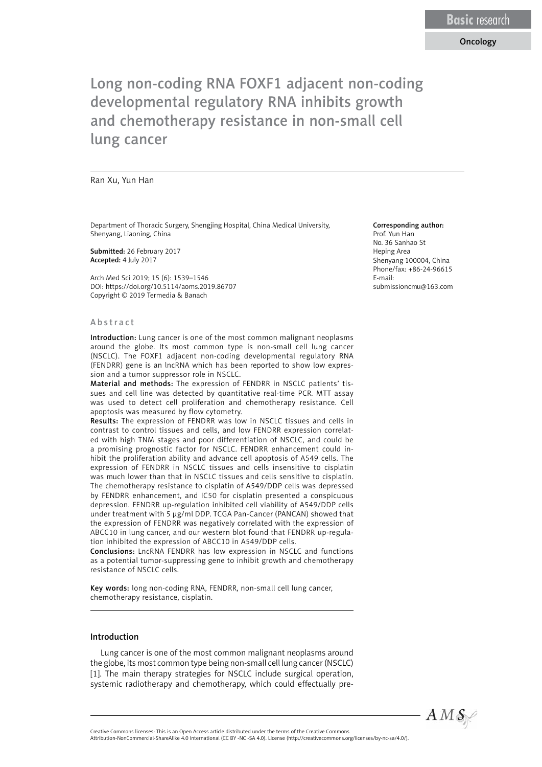Basic research

Oncology

# Long non-coding RNA FOXF1 adjacent non-coding developmental regulatory RNA inhibits growth and chemotherapy resistance in non-small cell lung cancer

Ran Xu, Yun Han

Department of Thoracic Surgery, Shengjing Hospital, China Medical University, Shenyang, Liaoning, China

**Submitted:** 26 February 2017
**Accepted:** 4 July 2017

Arch Med Sci 2019; 15 (6): 1539–1546
DOI: https://doi.org/10.5114/aoms.2019.86707
Copyright © 2019 Termedia & Banach

**Corresponding author:**
Prof. Yun Han
No. 36 Sanhao St
Heping Area
Shenyang 100004, China
Phone/fax: +86-24-96615
E-mail:
submissioncmu@163.com

## Abstract

**Introduction:** Lung cancer is one of the most common malignant neoplasms around the globe. Its most common type is non-small cell lung cancer (NSCLC). The FOXF1 adjacent non-coding developmental regulatory RNA (FENDRR) gene is an lncRNA which has been reported to show low expression and a tumor suppressor role in NSCLC.

**Material and methods:** The expression of FENDRR in NSCLC patients' tissues and cell line was detected by quantitative real-time PCR. MTT assay was used to detect cell proliferation and chemotherapy resistance. Cell apoptosis was measured by flow cytometry.

**Results:** The expression of FENDRR was low in NSCLC tissues and cells in contrast to control tissues and cells, and low FENDRR expression correlated with high TNM stages and poor differentiation of NSCLC, and could be a promising prognostic factor for NSCLC. FENDRR enhancement could inhibit the proliferation ability and advance cell apoptosis of A549 cells. The expression of FENDRR in NSCLC tissues and cells insensitive to cisplatin was much lower than that in NSCLC tissues and cells sensitive to cisplatin. The chemotherapy resistance to cisplatin of A549/DDP cells was depressed by FENDRR enhancement, and IC50 for cisplatin presented a conspicuous depression. FENDRR up-regulation inhibited cell viability of A549/DDP cells under treatment with 5 μg/ml DDP. TCGA Pan-Cancer (PANCAN) showed that the expression of FENDRR was negatively correlated with the expression of ABCC10 in lung cancer, and our western blot found that FENDRR up-regulation inhibited the expression of ABCC10 in A549/DDP cells.

**Conclusions:** LncRNA FENDRR has low expression in NSCLC and functions as a potential tumor-suppressing gene to inhibit growth and chemotherapy resistance of NSCLC cells.

**Key words:** long non-coding RNA, FENDRR, non-small cell lung cancer, chemotherapy resistance, cisplatin.

## Introduction

Lung cancer is one of the most common malignant neoplasms around the globe, its most common type being non-small cell lung cancer (NSCLC) [1]. The main therapy strategies for NSCLC include surgical operation, systemic radiotherapy and chemotherapy, which could effectually pre-

Creative Commons licenses: This is an Open Access article distributed under the terms of the Creative Commons Attribution-NonCommercial-ShareAlike 4.0 International (CC BY -NC -SA 4.0). License (http://creativecommons.org/licenses/by-nc-sa/4.0/).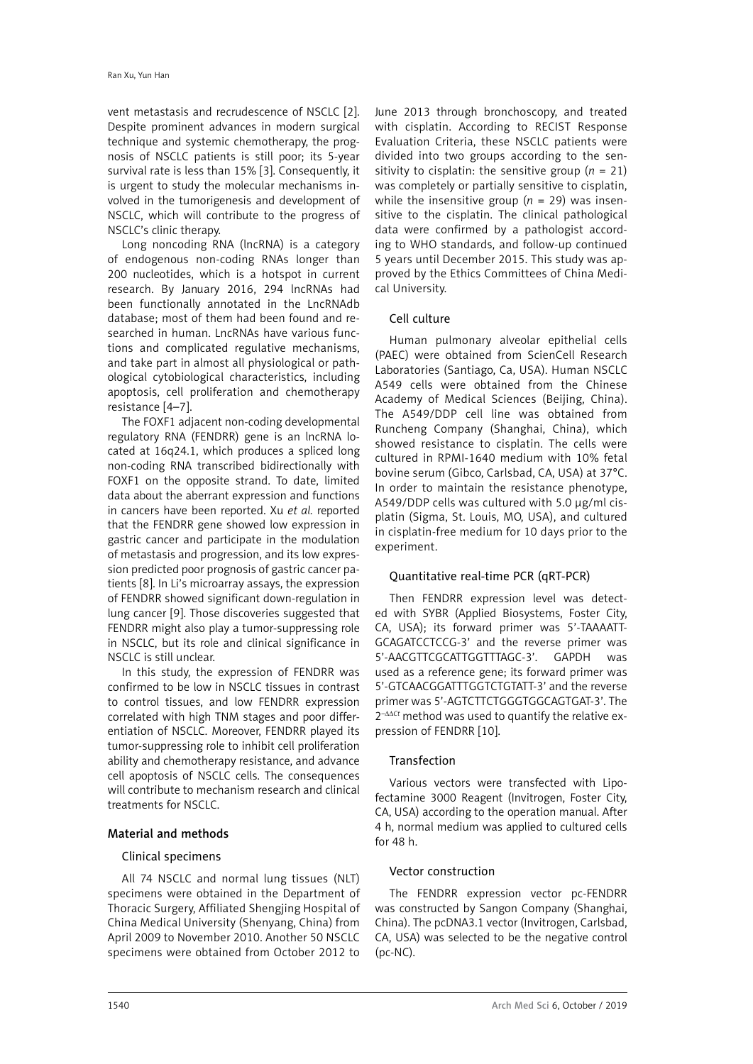vent metastasis and recrudescence of NSCLC [2]. Despite prominent advances in modern surgical technique and systemic chemotherapy, the prognosis of NSCLC patients is still poor; its 5-year survival rate is less than 15% [3]. Consequently, it is urgent to study the molecular mechanisms involved in the tumorigenesis and development of NSCLC, which will contribute to the progress of NSCLC's clinic therapy.

Long noncoding RNA (lncRNA) is a category of endogenous non-coding RNAs longer than 200 nucleotides, which is a hotspot in current research. By January 2016, 294 lncRNAs had been functionally annotated in the LncRNAdb database; most of them had been found and researched in human. LncRNAs have various functions and complicated regulative mechanisms, and take part in almost all physiological or pathological cytobiological characteristics, including apoptosis, cell proliferation and chemotherapy resistance [4–7].

The FOXF1 adjacent non-coding developmental regulatory RNA (FENDRR) gene is an lncRNA located at 16q24.1, which produces a spliced long non-coding RNA transcribed bidirectionally with FOXF1 on the opposite strand. To date, limited data about the aberrant expression and functions in cancers have been reported. Xu *et al.* reported that the FENDRR gene showed low expression in gastric cancer and participate in the modulation of metastasis and progression, and its low expression predicted poor prognosis of gastric cancer patients [8]. In Li's microarray assays, the expression of FENDRR showed significant down-regulation in lung cancer [9]. Those discoveries suggested that FENDRR might also play a tumor-suppressing role in NSCLC, but its role and clinical significance in NSCLC is still unclear.

In this study, the expression of FENDRR was confirmed to be low in NSCLC tissues in contrast to control tissues, and low FENDRR expression correlated with high TNM stages and poor differentiation of NSCLC. Moreover, FENDRR played its tumor-suppressing role to inhibit cell proliferation ability and chemotherapy resistance, and advance cell apoptosis of NSCLC cells. The consequences will contribute to mechanism research and clinical treatments for NSCLC.

## Material and methods

### Clinical specimens

All 74 NSCLC and normal lung tissues (NLT) specimens were obtained in the Department of Thoracic Surgery, Affiliated Shengjing Hospital of China Medical University (Shenyang, China) from April 2009 to November 2010. Another 50 NSCLC specimens were obtained from October 2012 to June 2013 through bronchoscopy, and treated with cisplatin. According to RECIST Response Evaluation Criteria, these NSCLC patients were divided into two groups according to the sensitivity to cisplatin: the sensitive group ($n$ = 21) was completely or partially sensitive to cisplatin, while the insensitive group ($n$ = 29) was insensitive to the cisplatin. The clinical pathological data were confirmed by a pathologist according to WHO standards, and follow-up continued 5 years until December 2015. This study was approved by the Ethics Committees of China Medical University.

### Cell culture

Human pulmonary alveolar epithelial cells (PAEC) were obtained from ScienCell Research Laboratories (Santiago, Ca, USA). Human NSCLC A549 cells were obtained from the Chinese Academy of Medical Sciences (Beijing, China). The A549/DDP cell line was obtained from Runcheng Company (Shanghai, China), which showed resistance to cisplatin. The cells were cultured in RPMI-1640 medium with 10% fetal bovine serum (Gibco, Carlsbad, CA, USA) at 37°C. In order to maintain the resistance phenotype, A549/DDP cells was cultured with 5.0 µg/ml cisplatin (Sigma, St. Louis, MO, USA), and cultured in cisplatin-free medium for 10 days prior to the experiment.

### Quantitative real-time PCR (qRT-PCR)

Then FENDRR expression level was detected with SYBR (Applied Biosystems, Foster City, CA, USA); its forward primer was 5'-TAAAATTGCAGATCCTCCG-3' and the reverse primer was 5'-AACGTTCGCATTGGTTTAGC-3'. GAPDH was used as a reference gene; its forward primer was 5'-GTCAACGGATTTGGTCTGTATT-3' and the reverse primer was 5'-AGTCTTCTGGGTGGCAGTGAT-3'. The $2^{-\Delta\Delta Ct}$ method was used to quantify the relative expression of FENDRR [10].

### Transfection

Various vectors were transfected with Lipofectamine 3000 Reagent (Invitrogen, Foster City, CA, USA) according to the operation manual. After 4 h, normal medium was applied to cultured cells for 48 h.

### Vector construction

The FENDRR expression vector pc-FENDRR was constructed by Sangon Company (Shanghai, China). The pcDNA3.1 vector (Invitrogen, Carlsbad, CA, USA) was selected to be the negative control (pc-NC).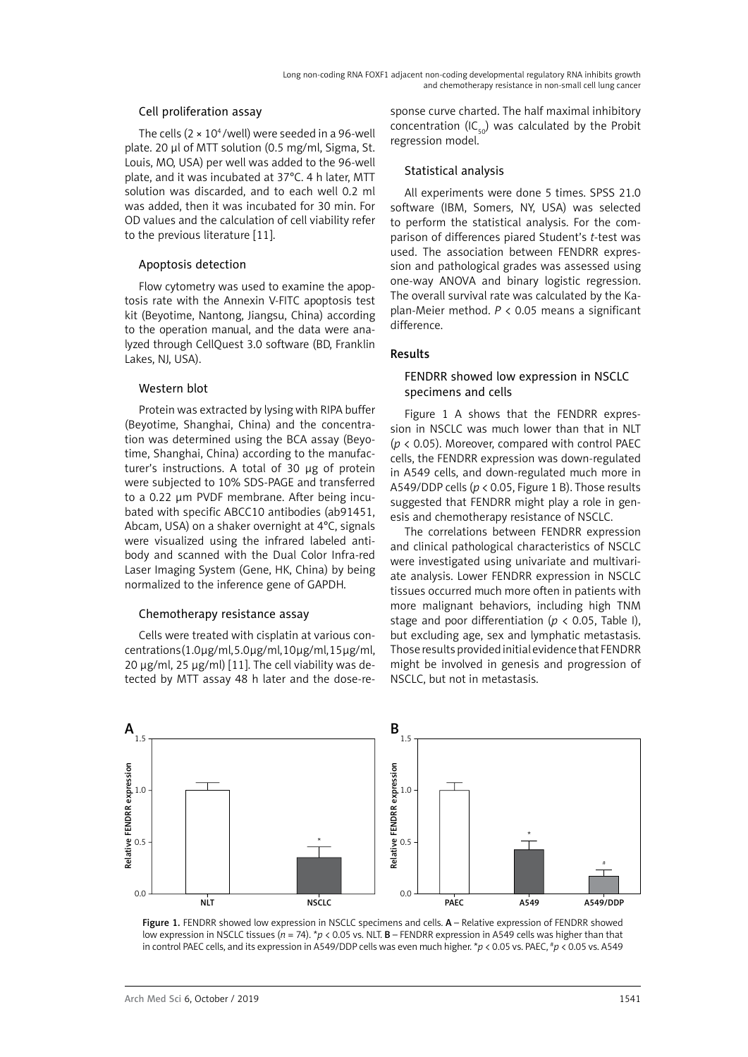### Cell proliferation assay

The cells ($2 \times 10^4$/well) were seeded in a 96-well plate. 20 μl of MTT solution (0.5 mg/ml, Sigma, St. Louis, MO, USA) per well was added to the 96-well plate, and it was incubated at 37°C. 4 h later, MTT solution was discarded, and to each well 0.2 ml was added, then it was incubated for 30 min. For OD values and the calculation of cell viability refer to the previous literature [11].

### Apoptosis detection

Flow cytometry was used to examine the apoptosis rate with the Annexin V-FITC apoptosis test kit (Beyotime, Nantong, Jiangsu, China) according to the operation manual, and the data were analyzed through CellQuest 3.0 software (BD, Franklin Lakes, NJ, USA).

### Western blot

Protein was extracted by lysing with RIPA buffer (Beyotime, Shanghai, China) and the concentration was determined using the BCA assay (Beyotime, Shanghai, China) according to the manufacturer's instructions. A total of 30 μg of protein were subjected to 10% SDS-PAGE and transferred to a 0.22 μm PVDF membrane. After being incubated with specific ABCC10 antibodies (ab91451, Abcam, USA) on a shaker overnight at 4°C, signals were visualized using the infrared labeled antibody and scanned with the Dual Color Infra-red Laser Imaging System (Gene, HK, China) by being normalized to the inference gene of GAPDH.

### Chemotherapy resistance assay

Cells were treated with cisplatin at various concentrations (1.0 μg/ml, 5.0 μg/ml, 10 μg/ml, 15 μg/ml, 20 μg/ml, 25 μg/ml) [11]. The cell viability was detected by MTT assay 48 h later and the dose-response curve charted. The half maximal inhibitory concentration ($IC_{50}$) was calculated by the Probit regression model.

### Statistical analysis

All experiments were done 5 times. SPSS 21.0 software (IBM, Somers, NY, USA) was selected to perform the statistical analysis. For the comparison of differences piared Student's *t*-test was used. The association between FENDRR expression and pathological grades was assessed using one-way ANOVA and binary logistic regression. The overall survival rate was calculated by the Kaplan-Meier method. $P < 0.05$ means a significant difference.

## Results

### FENDRR showed low expression in NSCLC specimens and cells

Figure 1 A shows that the FENDRR expression in NSCLC was much lower than that in NLT ($p < 0.05$). Moreover, compared with control PAEC cells, the FENDRR expression was down-regulated in A549 cells, and down-regulated much more in A549/DDP cells ($p < 0.05$, Figure 1 B). Those results suggested that FENDRR might play a role in genesis and chemotherapy resistance of NSCLC.

The correlations between FENDRR expression and clinical pathological characteristics of NSCLC were investigated using univariate and multivariate analysis. Lower FENDRR expression in NSCLC tissues occurred much more often in patients with more malignant behaviors, including high TNM stage and poor differentiation ($p < 0.05$, Table I), but excluding age, sex and lymphatic metastasis. Those results provided initial evidence that FENDRR might be involved in genesis and progression of NSCLC, but not in metastasis.

Figure 1. FENDRR showed low expression in NSCLC specimens and cells. **A** – Relative expression of FENDRR showed low expression in NSCLC tissues ($n = 74$). $^*p < 0.05$ vs. NLT. **B** – FENDRR expression in A549 cells was higher than that in control PAEC cells, and its expression in A549/DDP cells was even much higher. $^*p < 0.05$ vs. PAEC, $^\#p < 0.05$ vs. A549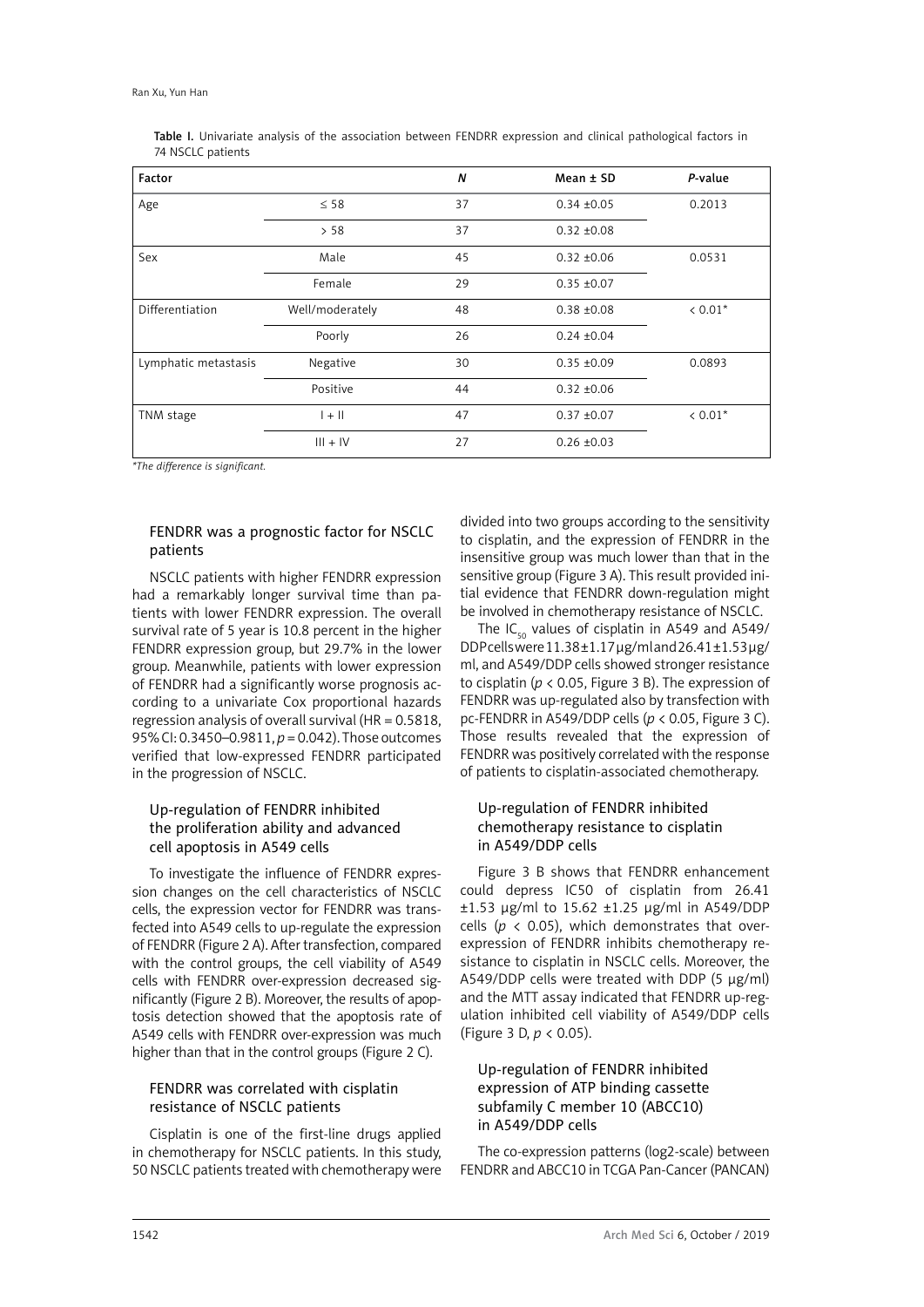Table I. Univariate analysis of the association between FENDRR expression and clinical pathological factors in 74 NSCLC patients

| Factor | | *N* | Mean ± SD | *P*-value |
|---|---|---|---|---|
| Age | ≤ 58 | 37 | 0.34 ±0.05 | 0.2013 |
| | > 58 | 37 | 0.32 ±0.08 | |
| Sex | Male | 45 | 0.32 ±0.06 | 0.0531 |
| | Female | 29 | 0.35 ±0.07 | |
| Differentiation | Well/moderately | 48 | 0.38 ±0.08 | < 0.01* |
| | Poorly | 26 | 0.24 ±0.04 | |
| Lymphatic metastasis | Negative | 30 | 0.35 ±0.09 | 0.0893 |
| | Positive | 44 | 0.32 ±0.06 | |
| TNM stage | I + II | 47 | 0.37 ±0.07 | < 0.01* |
| | III + IV | 27 | 0.26 ±0.03 | |

*\*The difference is significant.*

### FENDRR was a prognostic factor for NSCLC patients

NSCLC patients with higher FENDRR expression had a remarkably longer survival time than patients with lower FENDRR expression. The overall survival rate of 5 year is 10.8 percent in the higher FENDRR expression group, but 29.7% in the lower group. Meanwhile, patients with lower expression of FENDRR had a significantly worse prognosis according to a univariate Cox proportional hazards regression analysis of overall survival (HR = 0.5818, 95% CI: 0.3450–0.9811, *p* = 0.042). Those outcomes verified that low-expressed FENDRR participated in the progression of NSCLC.

### Up-regulation of FENDRR inhibited the proliferation ability and advanced cell apoptosis in A549 cells

To investigate the influence of FENDRR expression changes on the cell characteristics of NSCLC cells, the expression vector for FENDRR was transfected into A549 cells to up-regulate the expression of FENDRR (Figure 2 A). After transfection, compared with the control groups, the cell viability of A549 cells with FENDRR over-expression decreased significantly (Figure 2 B). Moreover, the results of apoptosis detection showed that the apoptosis rate of A549 cells with FENDRR over-expression was much higher than that in the control groups (Figure 2 C).

### FENDRR was correlated with cisplatin resistance of NSCLC patients

Cisplatin is one of the first-line drugs applied in chemotherapy for NSCLC patients. In this study, 50 NSCLC patients treated with chemotherapy were divided into two groups according to the sensitivity to cisplatin, and the expression of FENDRR in the insensitive group was much lower than that in the sensitive group (Figure 3 A). This result provided initial evidence that FENDRR down-regulation might be involved in chemotherapy resistance of NSCLC.

The $IC_{50}$ values of cisplatin in A549 and A549/DDP cells were 11.38 ±1.17 μg/ml and 26.41 ±1.53 μg/ml, and A549/DDP cells showed stronger resistance to cisplatin ($p < 0.05$, Figure 3 B). The expression of FENDRR was up-regulated also by transfection with pc-FENDRR in A549/DDP cells ($p < 0.05$, Figure 3 C). Those results revealed that the expression of FENDRR was positively correlated with the response of patients to cisplatin-associated chemotherapy.

### Up-regulation of FENDRR inhibited chemotherapy resistance to cisplatin in A549/DDP cells

Figure 3 B shows that FENDRR enhancement could depress IC50 of cisplatin from 26.41 ±1.53 μg/ml to 15.62 ±1.25 μg/ml in A549/DDP cells ($p < 0.05$), which demonstrates that overexpression of FENDRR inhibits chemotherapy resistance to cisplatin in NSCLC cells. Moreover, the A549/DDP cells were treated with DDP (5 μg/ml) and the MTT assay indicated that FENDRR up-regulation inhibited cell viability of A549/DDP cells (Figure 3 D, $p < 0.05$).

### Up-regulation of FENDRR inhibited expression of ATP binding cassette subfamily C member 10 (ABCC10) in A549/DDP cells

The co-expression patterns (log2-scale) between FENDRR and ABCC10 in TCGA Pan-Cancer (PANCAN)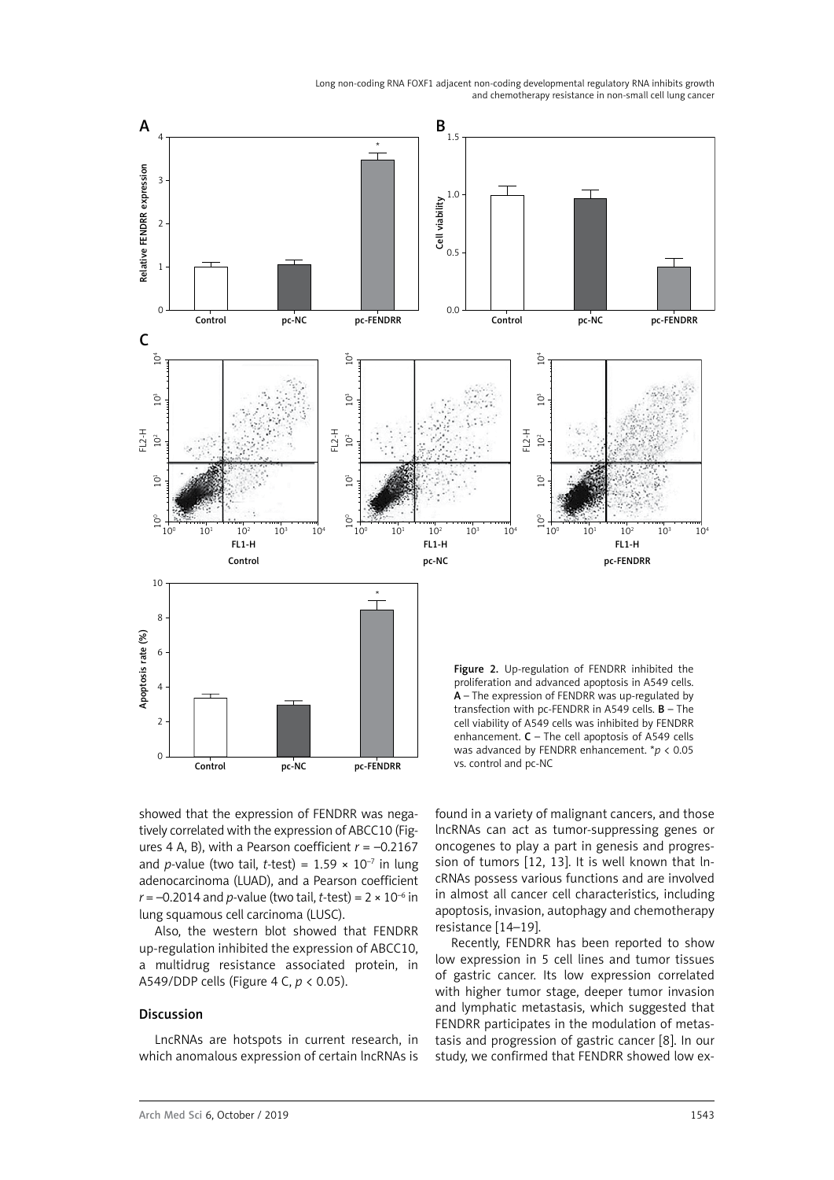Figure 2. Up-regulation of FENDRR inhibited the proliferation and advanced apoptosis in A549 cells. **A** – The expression of FENDRR was up-regulated by transfection with pc-FENDRR in A549 cells. **B** – The cell viability of A549 cells was inhibited by FENDRR enhancement. **C** – The cell apoptosis of A549 cells was advanced by FENDRR enhancement. \*$p < 0.05$ vs. control and pc-NC

showed that the expression of FENDRR was negatively correlated with the expression of ABCC10 (Figures 4 A, B), with a Pearson coefficient $r = -0.2167$ and $p$-value (two tail, $t$-test) = $1.59 \times 10^{-7}$ in lung adenocarcinoma (LUAD), and a Pearson coefficient $r = -0.2014$ and $p$-value (two tail, $t$-test) = $2 \times 10^{-6}$ in lung squamous cell carcinoma (LUSC).

Also, the western blot showed that FENDRR up-regulation inhibited the expression of ABCC10, a multidrug resistance associated protein, in A549/DDP cells (Figure 4 C, $p < 0.05$).

## Discussion

LncRNAs are hotspots in current research, in which anomalous expression of certain lncRNAs is found in a variety of malignant cancers, and those lncRNAs can act as tumor-suppressing genes or oncogenes to play a part in genesis and progression of tumors [12, 13]. It is well known that lncRNAs possess various functions and are involved in almost all cancer cell characteristics, including apoptosis, invasion, autophagy and chemotherapy resistance [14–19].

Recently, FENDRR has been reported to show low expression in 5 cell lines and tumor tissues of gastric cancer. Its low expression correlated with higher tumor stage, deeper tumor invasion and lymphatic metastasis, which suggested that FENDRR participates in the modulation of metastasis and progression of gastric cancer [8]. In our study, we confirmed that FENDRR showed low ex-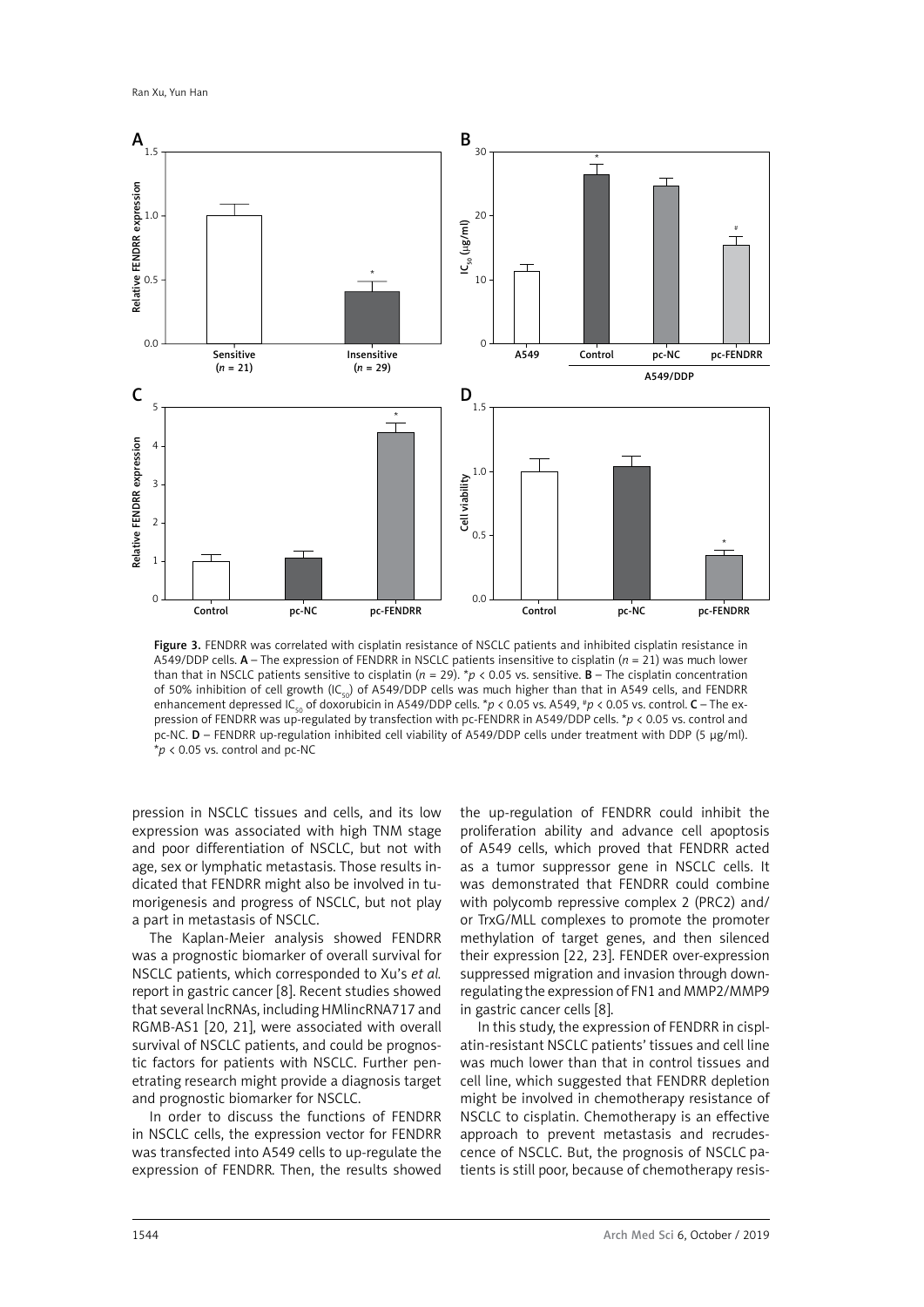Figure 3. FENDRR was correlated with cisplatin resistance of NSCLC patients and inhibited cisplatin resistance in A549/DDP cells. **A** – The expression of FENDRR in NSCLC patients insensitive to cisplatin ($n = 21$) was much lower than that in NSCLC patients sensitive to cisplatin ($n = 29$). $^*p < 0.05$ vs. sensitive. **B** – The cisplatin concentration of 50% inhibition of cell growth ($IC_{50}$) of A549/DDP cells was much higher than that in A549 cells, and FENDRR enhancement depressed $IC_{50}$ of doxorubicin in A549/DDP cells. $^*p < 0.05$ vs. A549, $^\#p < 0.05$ vs. control. **C** – The expression of FENDRR was up-regulated by transfection with pc-FENDRR in A549/DDP cells. $^*p < 0.05$ vs. control and pc-NC. **D** – FENDRR up-regulation inhibited cell viability of A549/DDP cells under treatment with DDP (5 μg/ml). $^*p < 0.05$ vs. control and pc-NC

pression in NSCLC tissues and cells, and its low expression was associated with high TNM stage and poor differentiation of NSCLC, but not with age, sex or lymphatic metastasis. Those results indicated that FENDRR might also be involved in tumorigenesis and progress of NSCLC, but not play a part in metastasis of NSCLC.

The Kaplan-Meier analysis showed FENDRR was a prognostic biomarker of overall survival for NSCLC patients, which corresponded to Xu's *et al.* report in gastric cancer [8]. Recent studies showed that several lncRNAs, including HMlincRNA717 and RGMB-AS1 [20, 21], were associated with overall survival of NSCLC patients, and could be prognostic factors for patients with NSCLC. Further penetrating research might provide a diagnosis target and prognostic biomarker for NSCLC.

In order to discuss the functions of FENDRR in NSCLC cells, the expression vector for FENDRR was transfected into A549 cells to up-regulate the expression of FENDRR. Then, the results showed the up-regulation of FENDRR could inhibit the proliferation ability and advance cell apoptosis of A549 cells, which proved that FENDRR acted as a tumor suppressor gene in NSCLC cells. It was demonstrated that FENDRR could combine with polycomb repressive complex 2 (PRC2) and/or TrxG/MLL complexes to promote the promoter methylation of target genes, and then silenced their expression [22, 23]. FENDER over-expression suppressed migration and invasion through down-regulating the expression of FN1 and MMP2/MMP9 in gastric cancer cells [8].

In this study, the expression of FENDRR in cisplatin-resistant NSCLC patients' tissues and cell line was much lower than that in control tissues and cell line, which suggested that FENDRR depletion might be involved in chemotherapy resistance of NSCLC to cisplatin. Chemotherapy is an effective approach to prevent metastasis and recrudescence of NSCLC. But, the prognosis of NSCLC patients is still poor, because of chemotherapy resis-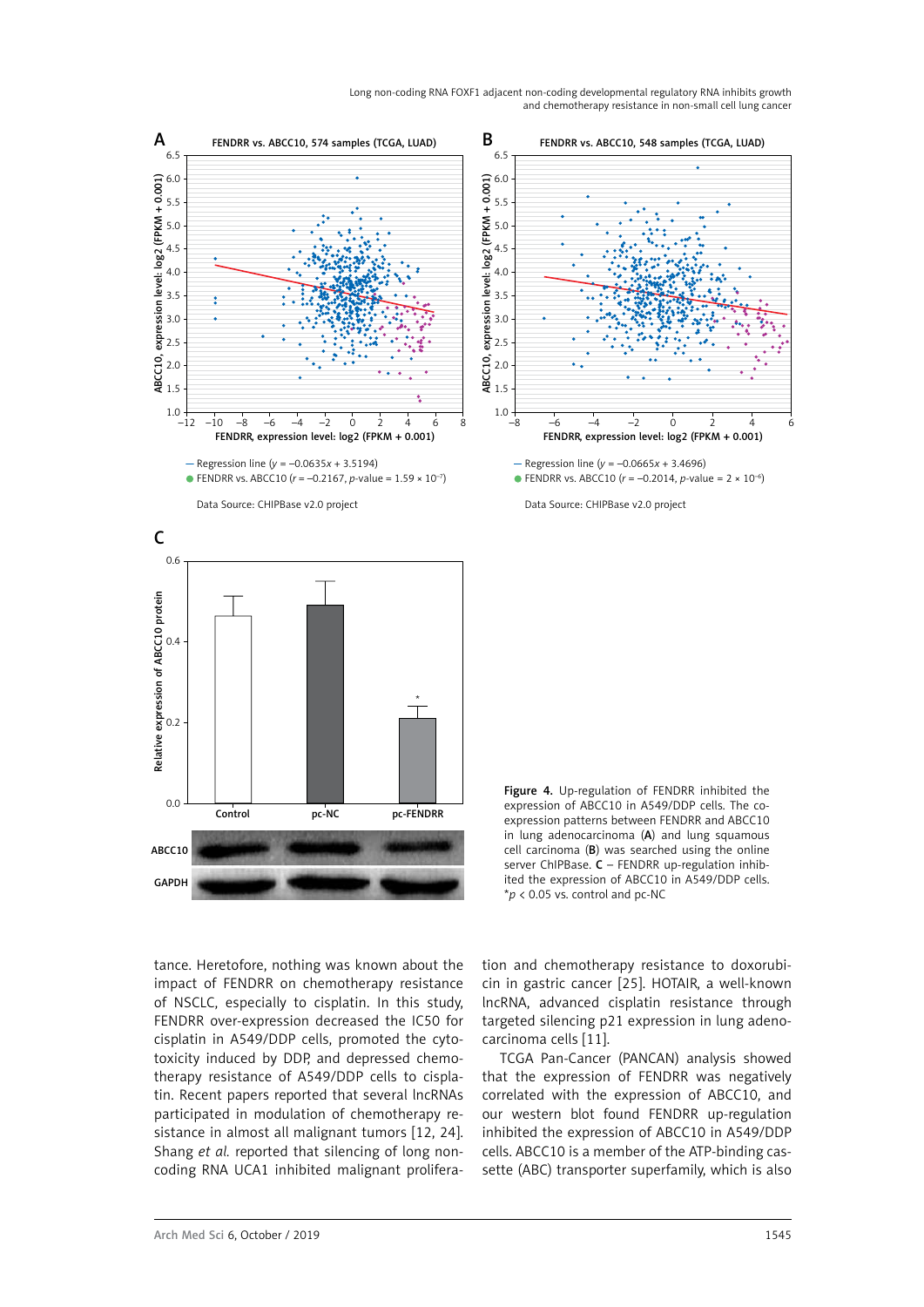Figure 4. Up-regulation of FENDRR inhibited the expression of ABCC10 in A549/DDP cells. The co-expression patterns between FENDRR and ABCC10 in lung adenocarcinoma (**A**) and lung squamous cell carcinoma (**B**) was searched using the online server ChIPBase. **C** – FENDRR up-regulation inhibited the expression of ABCC10 in A549/DDP cells. $^{*}p < 0.05$ vs. control and pc-NC

tance. Heretofore, nothing was known about the impact of FENDRR on chemotherapy resistance of NSCLC, especially to cisplatin. In this study, FENDRR over-expression decreased the IC50 for cisplatin in A549/DDP cells, promoted the cytotoxicity induced by DDP, and depressed chemotherapy resistance of A549/DDP cells to cisplatin. Recent papers reported that several lncRNAs participated in modulation of chemotherapy resistance in almost all malignant tumors [12, 24]. Shang *et al.* reported that silencing of long non-coding RNA UCA1 inhibited malignant proliferation and chemotherapy resistance to doxorubicin in gastric cancer [25]. HOTAIR, a well-known lncRNA, advanced cisplatin resistance through targeted silencing p21 expression in lung adenocarcinoma cells [11].

TCGA Pan-Cancer (PANCAN) analysis showed that the expression of FENDRR was negatively correlated with the expression of ABCC10, and our western blot found FENDRR up-regulation inhibited the expression of ABCC10 in A549/DDP cells. ABCC10 is a member of the ATP-binding cassette (ABC) transporter superfamily, which is also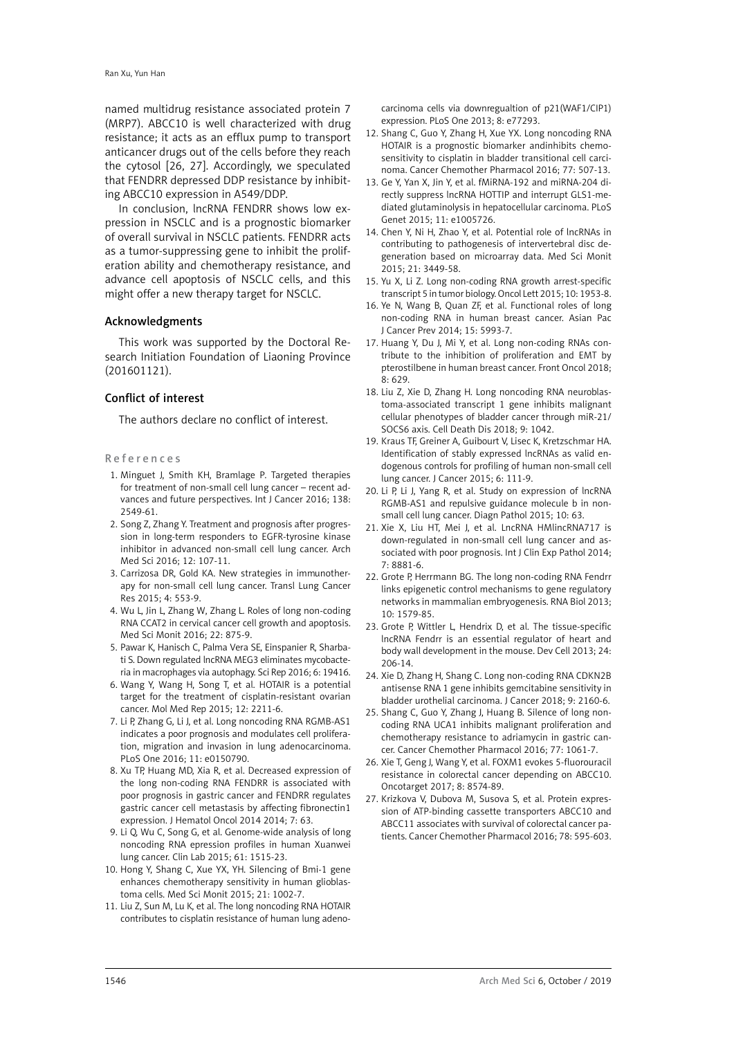named multidrug resistance associated protein 7 (MRP7). ABCC10 is well characterized with drug resistance; it acts as an efflux pump to transport anticancer drugs out of the cells before they reach the cytosol [26, 27]. Accordingly, we speculated that FENDRR depressed DDP resistance by inhibiting ABCC10 expression in A549/DDP.

In conclusion, lncRNA FENDRR shows low expression in NSCLC and is a prognostic biomarker of overall survival in NSCLC patients. FENDRR acts as a tumor-suppressing gene to inhibit the proliferation ability and chemotherapy resistance, and advance cell apoptosis of NSCLC cells, and this might offer a new therapy target for NSCLC.

## Acknowledgments

This work was supported by the Doctoral Research Initiation Foundation of Liaoning Province (201601121).

## Conflict of interest

The authors declare no conflict of interest.

## References

1. Minguet J, Smith KH, Bramlage P. Targeted therapies for treatment of non-small cell lung cancer – recent advances and future perspectives. Int J Cancer 2016; 138: 2549-61.
2. Song Z, Zhang Y. Treatment and prognosis after progression in long-term responders to EGFR-tyrosine kinase inhibitor in advanced non-small cell lung cancer. Arch Med Sci 2016; 12: 107-11.
3. Carrizosa DR, Gold KA. New strategies in immunotherapy for non-small cell lung cancer. Transl Lung Cancer Res 2015; 4: 553-9.
4. Wu L, Jin L, Zhang W, Zhang L. Roles of long non-coding RNA CCAT2 in cervical cancer cell growth and apoptosis. Med Sci Monit 2016; 22: 875-9.
5. Pawar K, Hanisch C, Palma Vera SE, Einspanier R, Sharbati S. Down regulated lncRNA MEG3 eliminates mycobacteria in macrophages via autophagy. Sci Rep 2016; 6: 19416.
6. Wang Y, Wang H, Song T, et al. HOTAIR is a potential target for the treatment of cisplatin-resistant ovarian cancer. Mol Med Rep 2015; 12: 2211-6.
7. Li P, Zhang G, Li J, et al. Long noncoding RNA RGMB-AS1 indicates a poor prognosis and modulates cell proliferation, migration and invasion in lung adenocarcinoma. PLoS One 2016; 11: e0150790.
8. Xu TP, Huang MD, Xia R, et al. Decreased expression of the long non-coding RNA FENDRR is associated with poor prognosis in gastric cancer and FENDRR regulates gastric cancer cell metastasis by affecting fibronectin1 expression. J Hematol Oncol 2014 2014; 7: 63.
9. Li Q, Wu C, Song G, et al. Genome-wide analysis of long noncoding RNA epression profiles in human Xuanwei lung cancer. Clin Lab 2015; 61: 1515-23.
10. Hong Y, Shang C, Xue YX, YH. Silencing of Bmi-1 gene enhances chemotherapy sensitivity in human glioblastoma cells. Med Sci Monit 2015; 21: 1002-7.
11. Liu Z, Sun M, Lu K, et al. The long noncoding RNA HOTAIR contributes to cisplatin resistance of human lung adenocarcinoma cells via downregualtion of p21(WAF1/CIP1) expression. PLoS One 2013; 8: e77293.
12. Shang C, Guo Y, Zhang H, Xue YX. Long noncoding RNA HOTAIR is a prognostic biomarker andinhibits chemosensitivity to cisplatin in bladder transitional cell carcinoma. Cancer Chemother Pharmacol 2016; 77: 507-13.
13. Ge Y, Yan X, Jin Y, et al. fMiRNA-192 and miRNA-204 directly suppress lncRNA HOTTIP and interrupt GLS1-mediated glutaminolysis in hepatocellular carcinoma. PLoS Genet 2015; 11: e1005726.
14. Chen Y, Ni H, Zhao Y, et al. Potential role of lncRNAs in contributing to pathogenesis of intervertebral disc degeneration based on microarray data. Med Sci Monit 2015; 21: 3449-58.
15. Yu X, Li Z. Long non-coding RNA growth arrest-specific transcript 5 in tumor biology. Oncol Lett 2015; 10: 1953-8.
16. Ye N, Wang B, Quan ZF, et al. Functional roles of long non-coding RNA in human breast cancer. Asian Pac J Cancer Prev 2014; 15: 5993-7.
17. Huang Y, Du J, Mi Y, et al. Long non-coding RNAs contribute to the inhibition of proliferation and EMT by pterostilbene in human breast cancer. Front Oncol 2018; 8: 629.
18. Liu Z, Xie D, Zhang H. Long noncoding RNA neuroblastoma-associated transcript 1 gene inhibits malignant cellular phenotypes of bladder cancer through miR-21/SOCS6 axis. Cell Death Dis 2018; 9: 1042.
19. Kraus TF, Greiner A, Guibourt V, Lisec K, Kretzschmar HA. Identification of stably expressed lncRNAs as valid endogenous controls for profiling of human non-small cell lung cancer. J Cancer 2015; 6: 111-9.
20. Li P, Li J, Yang R, et al. Study on expression of lncRNA RGMB-AS1 and repulsive guidance molecule b in non-small cell lung cancer. Diagn Pathol 2015; 10: 63.
21. Xie X, Liu HT, Mei J, et al. LncRNA HMlincRNA717 is down-regulated in non-small cell lung cancer and associated with poor prognosis. Int J Clin Exp Pathol 2014; 7: 8881-6.
22. Grote P, Herrmann BG. The long non-coding RNA Fendrr links epigenetic control mechanisms to gene regulatory networks in mammalian embryogenesis. RNA Biol 2013; 10: 1579-85.
23. Grote P, Wittler L, Hendrix D, et al. The tissue-specific lncRNA Fendrr is an essential regulator of heart and body wall development in the mouse. Dev Cell 2013; 24: 206-14.
24. Xie D, Zhang H, Shang C. Long non-coding RNA CDKN2B antisense RNA 1 gene inhibits gemcitabine sensitivity in bladder urothelial carcinoma. J Cancer 2018; 9: 2160-6.
25. Shang C, Guo Y, Zhang J, Huang B. Silence of long noncoding RNA UCA1 inhibits malignant proliferation and chemotherapy resistance to adriamycin in gastric cancer. Cancer Chemother Pharmacol 2016; 77: 1061-7.
26. Xie T, Geng J, Wang Y, et al. FOXM1 evokes 5-fluorouracil resistance in colorectal cancer depending on ABCC10. Oncotarget 2017; 8: 8574-89.
27. Krizkova V, Dubova M, Susova S, et al. Protein expression of ATP-binding cassette transporters ABCC10 and ABCC11 associates with survival of colorectal cancer patients. Cancer Chemother Pharmacol 2016; 78: 595-603.